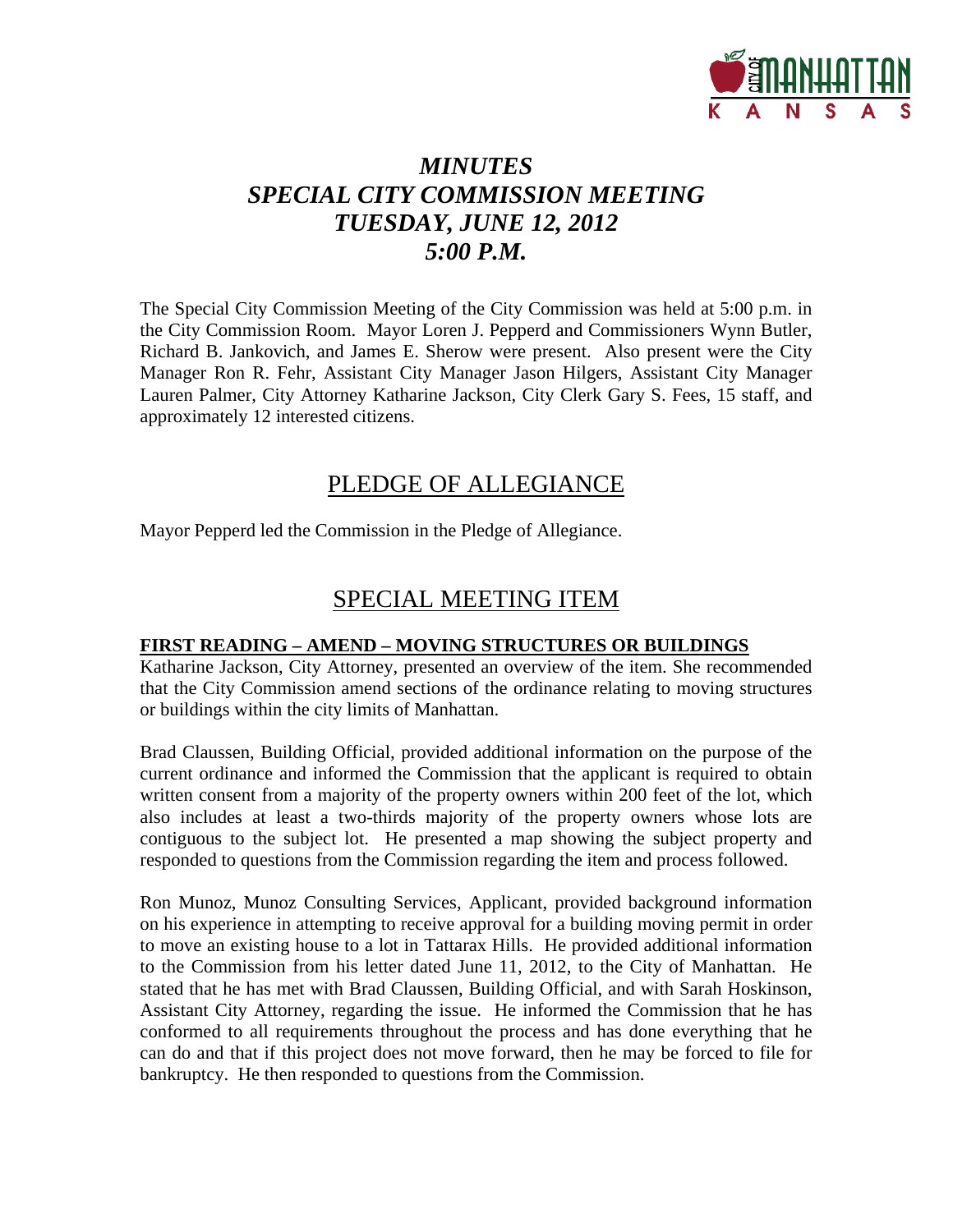# *MINUTES*
# *SPECIAL CITY COMMISSION MEETING*
# *TUESDAY, JUNE 12, 2012*
# *5:00 P.M.*

The Special City Commission Meeting of the City Commission was held at 5:00 p.m. in the City Commission Room. Mayor Loren J. Pepperd and Commissioners Wynn Butler, Richard B. Jankovich, and James E. Sherow were present. Also present were the City Manager Ron R. Fehr, Assistant City Manager Jason Hilgers, Assistant City Manager Lauren Palmer, City Attorney Katharine Jackson, City Clerk Gary S. Fees, 15 staff, and approximately 12 interested citizens.

## PLEDGE OF ALLEGIANCE

Mayor Pepperd led the Commission in the Pledge of Allegiance.

## SPECIAL MEETING ITEM

**FIRST READING – AMEND – MOVING STRUCTURES OR BUILDINGS**

Katharine Jackson, City Attorney, presented an overview of the item. She recommended that the City Commission amend sections of the ordinance relating to moving structures or buildings within the city limits of Manhattan.

Brad Claussen, Building Official, provided additional information on the purpose of the current ordinance and informed the Commission that the applicant is required to obtain written consent from a majority of the property owners within 200 feet of the lot, which also includes at least a two-thirds majority of the property owners whose lots are contiguous to the subject lot. He presented a map showing the subject property and responded to questions from the Commission regarding the item and process followed.

Ron Munoz, Munoz Consulting Services, Applicant, provided background information on his experience in attempting to receive approval for a building moving permit in order to move an existing house to a lot in Tattarax Hills. He provided additional information to the Commission from his letter dated June 11, 2012, to the City of Manhattan. He stated that he has met with Brad Claussen, Building Official, and with Sarah Hoskinson, Assistant City Attorney, regarding the issue. He informed the Commission that he has conformed to all requirements throughout the process and has done everything that he can do and that if this project does not move forward, then he may be forced to file for bankruptcy. He then responded to questions from the Commission.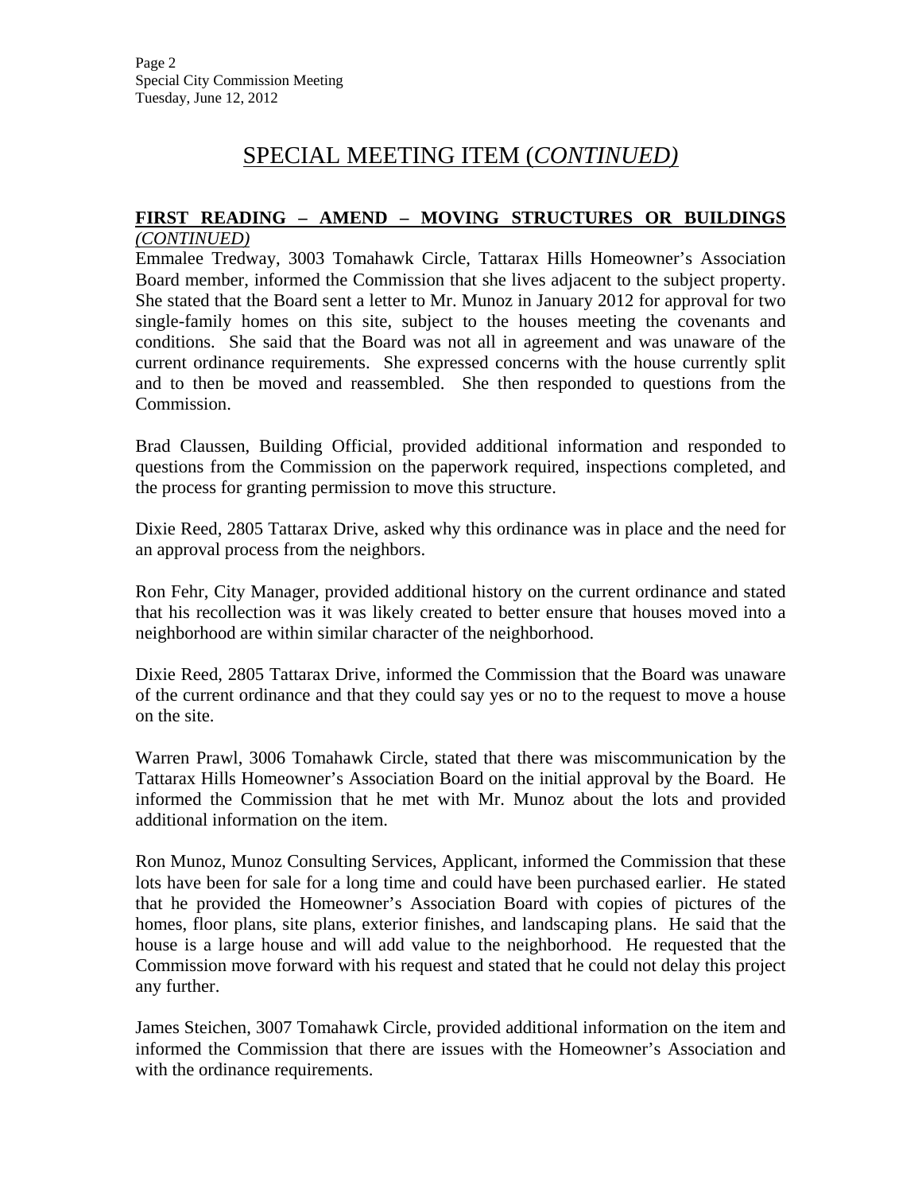# SPECIAL MEETING ITEM (*CONTINUED)*

**FIRST READING – AMEND – MOVING STRUCTURES OR BUILDINGS** *(CONTINUED)*

Emmalee Tredway, 3003 Tomahawk Circle, Tattarax Hills Homeowner's Association Board member, informed the Commission that she lives adjacent to the subject property. She stated that the Board sent a letter to Mr. Munoz in January 2012 for approval for two single-family homes on this site, subject to the houses meeting the covenants and conditions. She said that the Board was not all in agreement and was unaware of the current ordinance requirements. She expressed concerns with the house currently split and to then be moved and reassembled. She then responded to questions from the Commission.

Brad Claussen, Building Official, provided additional information and responded to questions from the Commission on the paperwork required, inspections completed, and the process for granting permission to move this structure.

Dixie Reed, 2805 Tattarax Drive, asked why this ordinance was in place and the need for an approval process from the neighbors.

Ron Fehr, City Manager, provided additional history on the current ordinance and stated that his recollection was it was likely created to better ensure that houses moved into a neighborhood are within similar character of the neighborhood.

Dixie Reed, 2805 Tattarax Drive, informed the Commission that the Board was unaware of the current ordinance and that they could say yes or no to the request to move a house on the site.

Warren Prawl, 3006 Tomahawk Circle, stated that there was miscommunication by the Tattarax Hills Homeowner's Association Board on the initial approval by the Board. He informed the Commission that he met with Mr. Munoz about the lots and provided additional information on the item.

Ron Munoz, Munoz Consulting Services, Applicant, informed the Commission that these lots have been for sale for a long time and could have been purchased earlier. He stated that he provided the Homeowner's Association Board with copies of pictures of the homes, floor plans, site plans, exterior finishes, and landscaping plans. He said that the house is a large house and will add value to the neighborhood. He requested that the Commission move forward with his request and stated that he could not delay this project any further.

James Steichen, 3007 Tomahawk Circle, provided additional information on the item and informed the Commission that there are issues with the Homeowner's Association and with the ordinance requirements.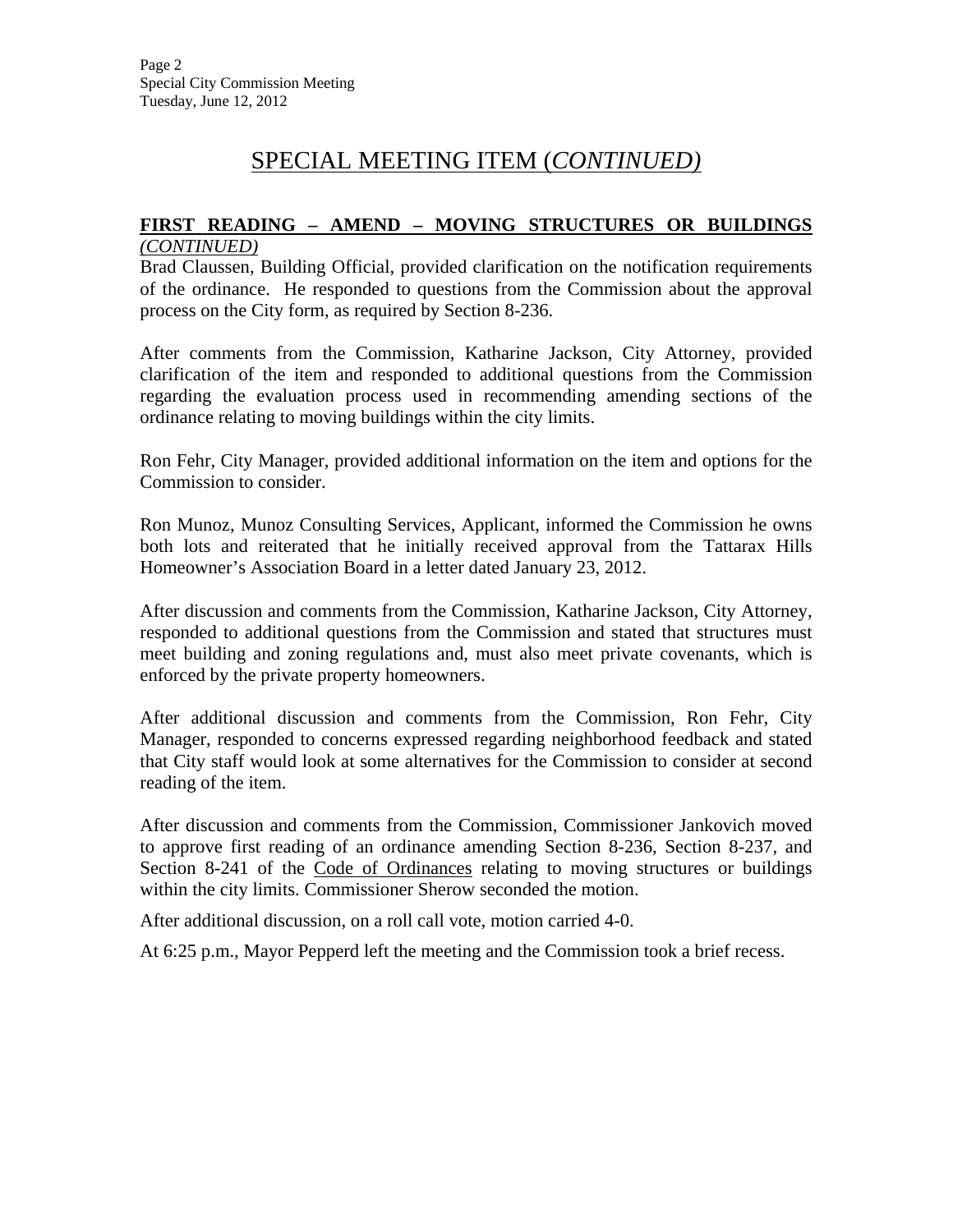# SPECIAL MEETING ITEM (*CONTINUED)*

**FIRST READING – AMEND – MOVING STRUCTURES OR BUILDINGS** *(CONTINUED)*

Brad Claussen, Building Official, provided clarification on the notification requirements of the ordinance. He responded to questions from the Commission about the approval process on the City form, as required by Section 8-236.

After comments from the Commission, Katharine Jackson, City Attorney, provided clarification of the item and responded to additional questions from the Commission regarding the evaluation process used in recommending amending sections of the ordinance relating to moving buildings within the city limits.

Ron Fehr, City Manager, provided additional information on the item and options for the Commission to consider.

Ron Munoz, Munoz Consulting Services, Applicant, informed the Commission he owns both lots and reiterated that he initially received approval from the Tattarax Hills Homeowner's Association Board in a letter dated January 23, 2012.

After discussion and comments from the Commission, Katharine Jackson, City Attorney, responded to additional questions from the Commission and stated that structures must meet building and zoning regulations and, must also meet private covenants, which is enforced by the private property homeowners.

After additional discussion and comments from the Commission, Ron Fehr, City Manager, responded to concerns expressed regarding neighborhood feedback and stated that City staff would look at some alternatives for the Commission to consider at second reading of the item.

After discussion and comments from the Commission, Commissioner Jankovich moved to approve first reading of an ordinance amending Section 8-236, Section 8-237, and Section 8-241 of the Code of Ordinances relating to moving structures or buildings within the city limits. Commissioner Sherow seconded the motion.

After additional discussion, on a roll call vote, motion carried 4-0.

At 6:25 p.m., Mayor Pepperd left the meeting and the Commission took a brief recess.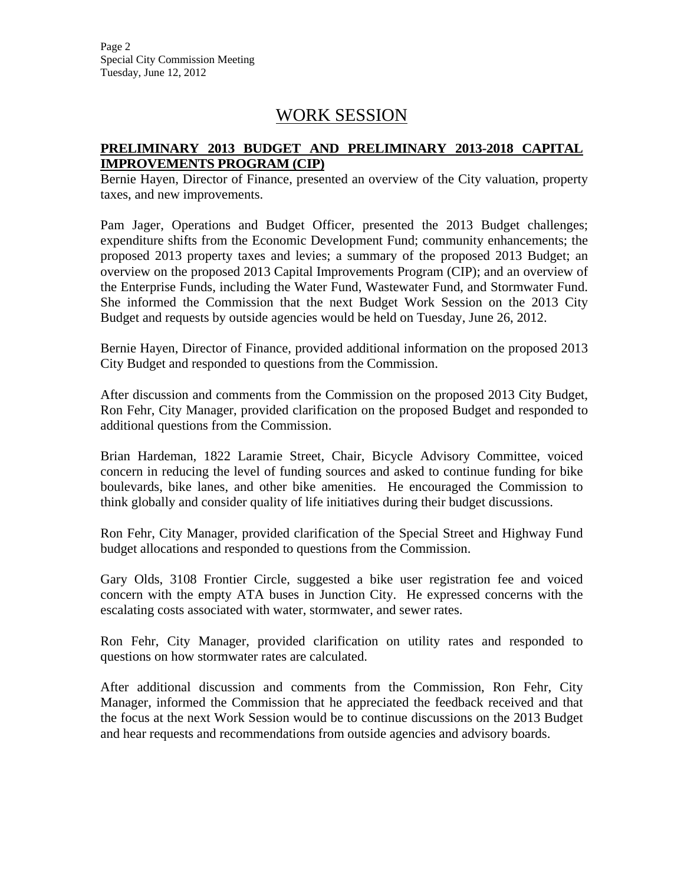# WORK SESSION

**PRELIMINARY 2013 BUDGET AND PRELIMINARY 2013-2018 CAPITAL IMPROVEMENTS PROGRAM (CIP)**

Bernie Hayen, Director of Finance, presented an overview of the City valuation, property taxes, and new improvements.

Pam Jager, Operations and Budget Officer, presented the 2013 Budget challenges; expenditure shifts from the Economic Development Fund; community enhancements; the proposed 2013 property taxes and levies; a summary of the proposed 2013 Budget; an overview on the proposed 2013 Capital Improvements Program (CIP); and an overview of the Enterprise Funds, including the Water Fund, Wastewater Fund, and Stormwater Fund. She informed the Commission that the next Budget Work Session on the 2013 City Budget and requests by outside agencies would be held on Tuesday, June 26, 2012.

Bernie Hayen, Director of Finance, provided additional information on the proposed 2013 City Budget and responded to questions from the Commission.

After discussion and comments from the Commission on the proposed 2013 City Budget, Ron Fehr, City Manager, provided clarification on the proposed Budget and responded to additional questions from the Commission.

Brian Hardeman, 1822 Laramie Street, Chair, Bicycle Advisory Committee, voiced concern in reducing the level of funding sources and asked to continue funding for bike boulevards, bike lanes, and other bike amenities. He encouraged the Commission to think globally and consider quality of life initiatives during their budget discussions.

Ron Fehr, City Manager, provided clarification of the Special Street and Highway Fund budget allocations and responded to questions from the Commission.

Gary Olds, 3108 Frontier Circle, suggested a bike user registration fee and voiced concern with the empty ATA buses in Junction City. He expressed concerns with the escalating costs associated with water, stormwater, and sewer rates.

Ron Fehr, City Manager, provided clarification on utility rates and responded to questions on how stormwater rates are calculated.

After additional discussion and comments from the Commission, Ron Fehr, City Manager, informed the Commission that he appreciated the feedback received and that the focus at the next Work Session would be to continue discussions on the 2013 Budget and hear requests and recommendations from outside agencies and advisory boards.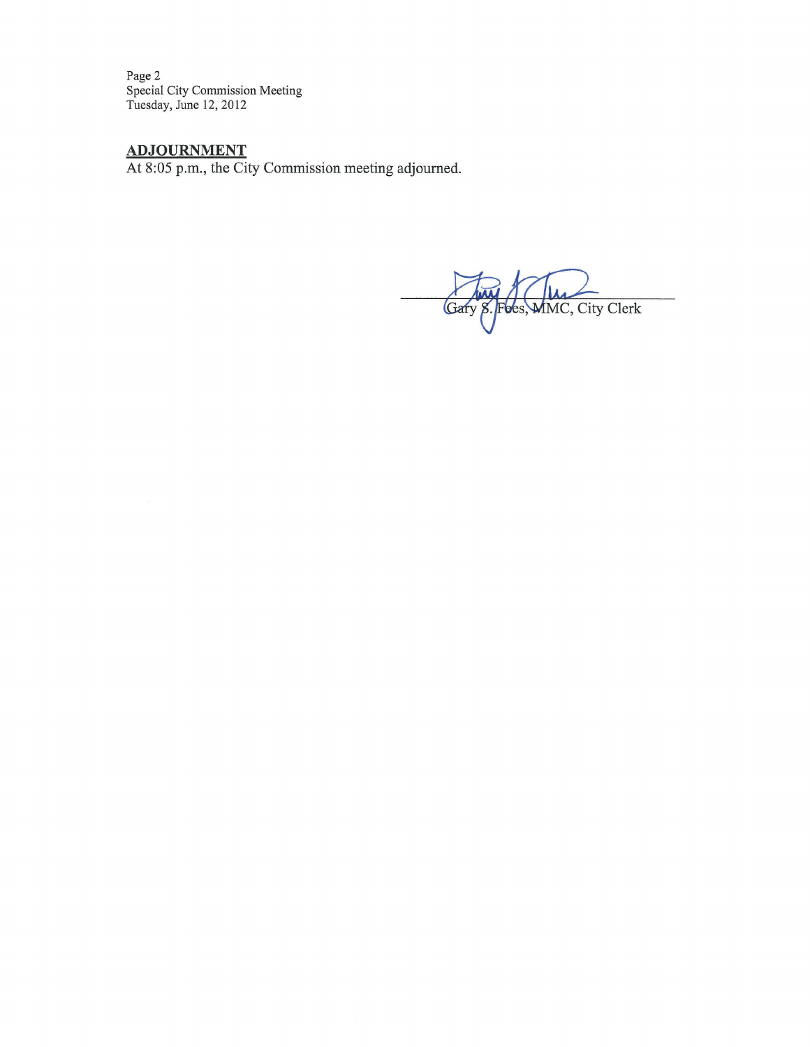## ADJOURNMENT

At 8:05 p.m., the City Commission meeting adjourned.

Gary S. Foes, MMC, City Clerk